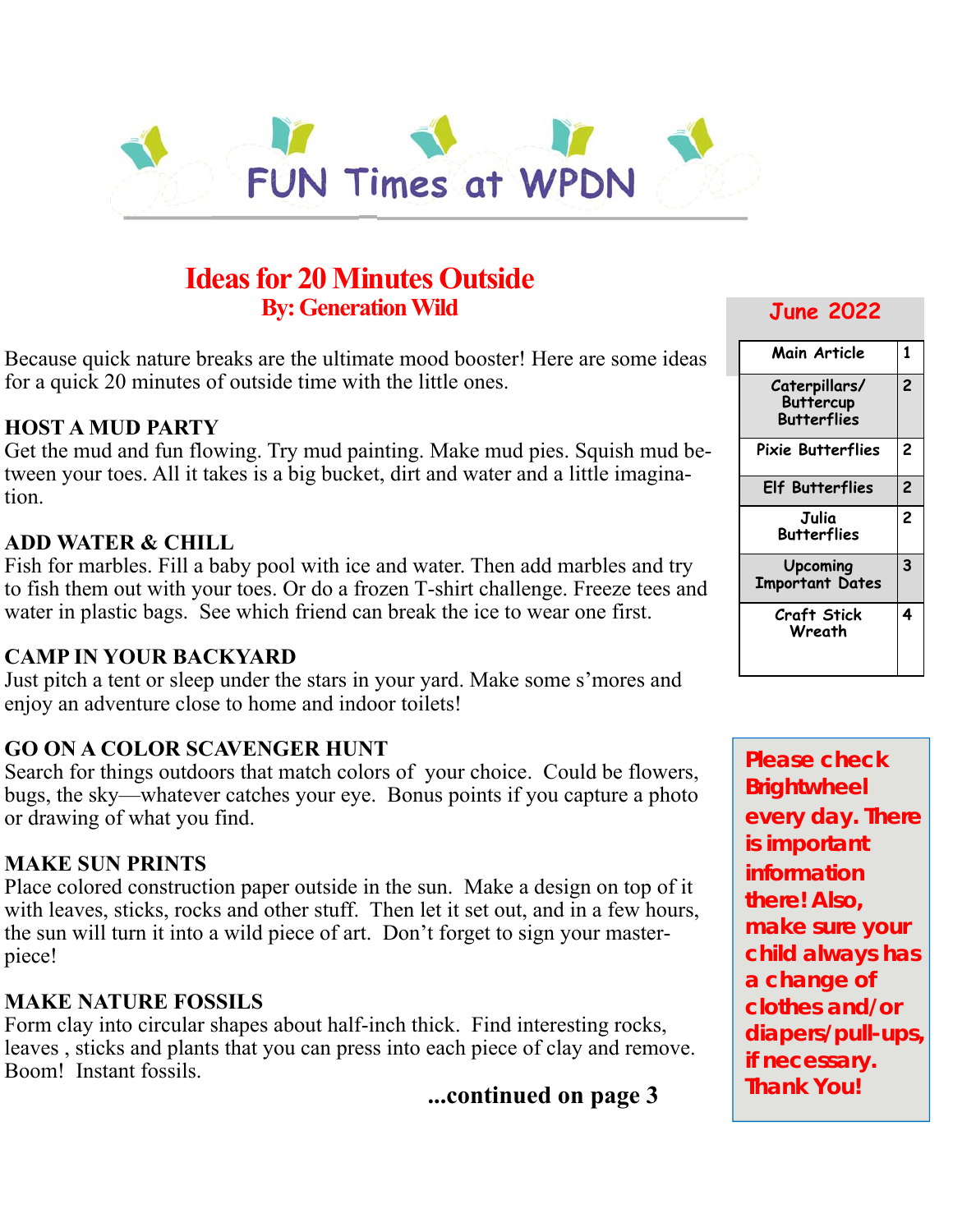# FUN Times at WPDN

## Ideas for 20 Minutes Outside

**By: Generation Wild**

Because quick nature breaks are the ultimate mood booster! Here are some ideas for a quick 20 minutes of outside time with the little ones.

**HOST A MUD PARTY**
Get the mud and fun flowing. Try mud painting. Make mud pies. Squish mud between your toes. All it takes is a big bucket, dirt and water and a little imagination.

**ADD WATER & CHILL**
Fish for marbles. Fill a baby pool with ice and water. Then add marbles and try to fish them out with your toes. Or do a frozen T-shirt challenge. Freeze tees and water in plastic bags. See which friend can break the ice to wear one first.

**CAMP IN YOUR BACKYARD**
Just pitch a tent or sleep under the stars in your yard. Make some s'mores and enjoy an adventure close to home and indoor toilets!

**GO ON A COLOR SCAVENGER HUNT**
Search for things outdoors that match colors of your choice. Could be flowers, bugs, the sky—whatever catches your eye. Bonus points if you capture a photo or drawing of what you find.

**MAKE SUN PRINTS**
Place colored construction paper outside in the sun. Make a design on top of it with leaves, sticks, rocks and other stuff. Then let it set out, and in a few hours, the sun will turn it into a wild piece of art. Don't forget to sign your masterpiece!

**MAKE NATURE FOSSILS**
Form clay into circular shapes about half-inch thick. Find interesting rocks, leaves , sticks and plants that you can press into each piece of clay and remove. Boom! Instant fossils.

**...continued on page 3**

## June 2022

| Section | Page |
|---|---|
| Main Article | 1 |
| Caterpillars/ Buttercup Butterflies | 2 |
| Pixie Butterflies | 2 |
| Elf Butterflies | 2 |
| Julia Butterflies | 2 |
| Upcoming Important Dates | 3 |
| Craft Stick Wreath | 4 |

**Please check Brightwheel every day. There is important information there! Also, make sure your child always has a change of clothes and/or diapers/pull-ups, if necessary. Thank You!**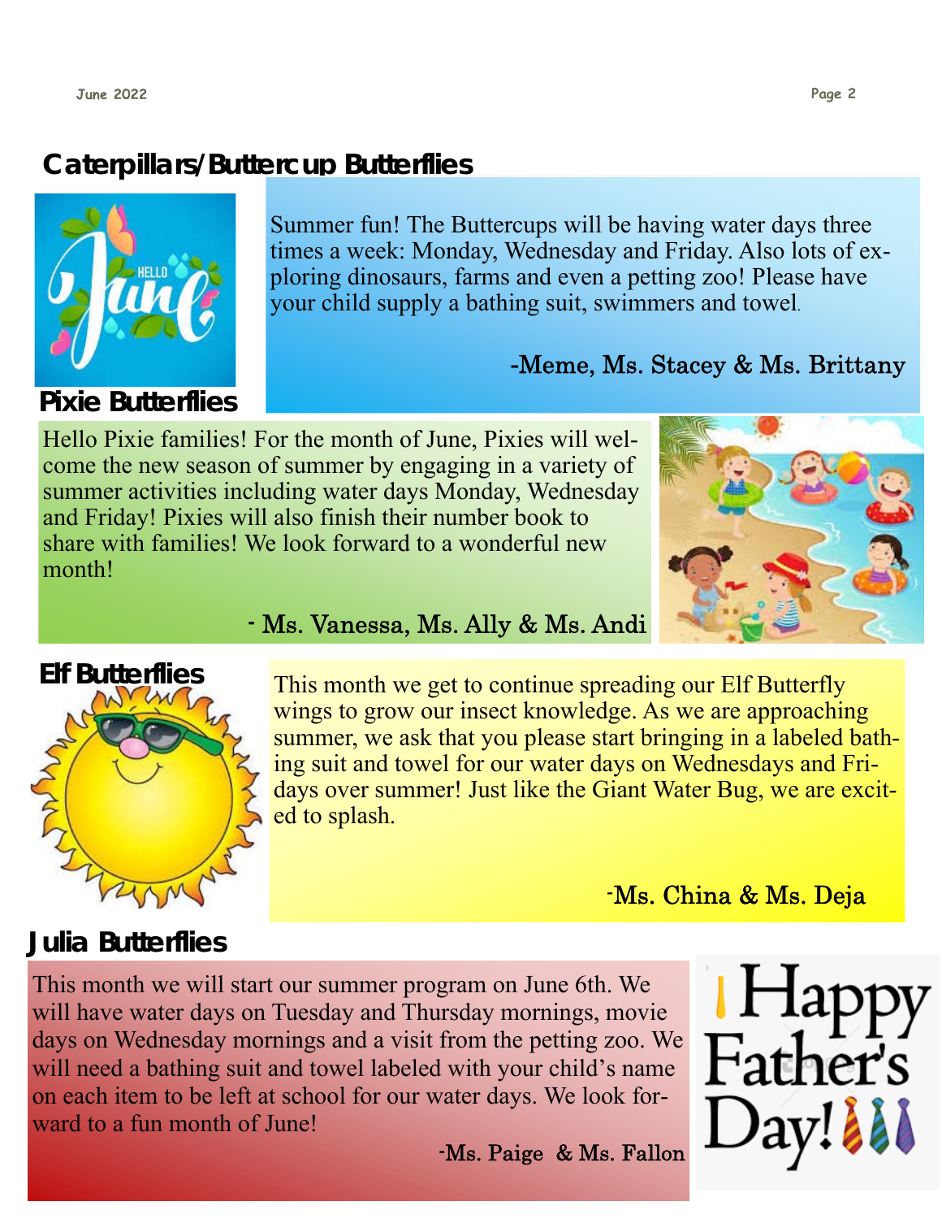## Caterpillars/Buttercup Butterflies

Summer fun! The Buttercups will be having water days three times a week: Monday, Wednesday and Friday. Also lots of exploring dinosaurs, farms and even a petting zoo! Please have your child supply a bathing suit, swimmers and towel.

-Meme, Ms. Stacey & Ms. Brittany

## Pixie Butterflies

Hello Pixie families! For the month of June, Pixies will welcome the new season of summer by engaging in a variety of summer activities including water days Monday, Wednesday and Friday! Pixies will also finish their number book to share with families! We look forward to a wonderful new month!

- Ms. Vanessa, Ms. Ally & Ms. Andi

## Elf Butterflies

This month we get to continue spreading our Elf Butterfly wings to grow our insect knowledge. As we are approaching summer, we ask that you please start bringing in a labeled bathing suit and towel for our water days on Wednesdays and Fridays over summer! Just like the Giant Water Bug, we are excited to splash.

-Ms. China & Ms. Deja

## Julia Butterflies

This month we will start our summer program on June 6th. We will have water days on Tuesday and Thursday mornings, movie days on Wednesday mornings and a visit from the petting zoo. We will need a bathing suit and towel labeled with your child's name on each item to be left at school for our water days. We look forward to a fun month of June!

-Ms. Paige & Ms. Fallon

Happy Father's Day!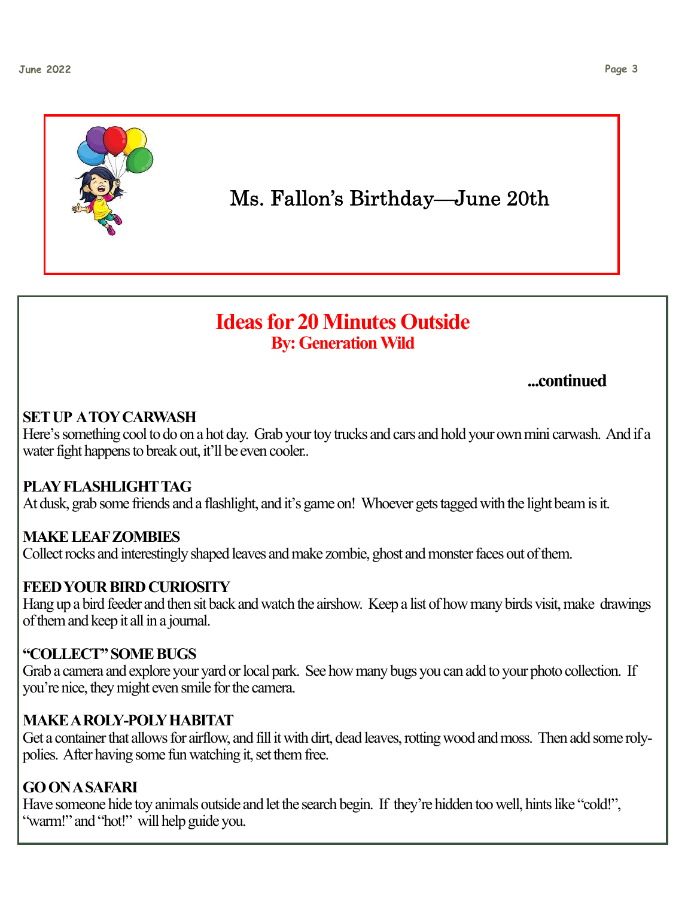## Ms. Fallon's Birthday—June 20th

## Ideas for 20 Minutes Outside

### By: Generation Wild

**...continued**

**SET UP A TOY CARWASH**
Here's something cool to do on a hot day. Grab your toy trucks and cars and hold your own mini carwash. And if a water fight happens to break out, it'll be even cooler..

**PLAY FLASHLIGHT TAG**
At dusk, grab some friends and a flashlight, and it's game on! Whoever gets tagged with the light beam is it.

**MAKE LEAF ZOMBIES**
Collect rocks and interestingly shaped leaves and make zombie, ghost and monster faces out of them.

**FEED YOUR BIRD CURIOSITY**
Hang up a bird feeder and then sit back and watch the airshow. Keep a list of how many birds visit, make drawings of them and keep it all in a journal.

**"COLLECT" SOME BUGS**
Grab a camera and explore your yard or local park. See how many bugs you can add to your photo collection. If you're nice, they might even smile for the camera.

**MAKE A ROLY-POLY HABITAT**
Get a container that allows for airflow, and fill it with dirt, dead leaves, rotting wood and moss. Then add some roly-polies. After having some fun watching it, set them free.

**GO ON A SAFARI**
Have someone hide toy animals outside and let the search begin. If they're hidden too well, hints like "cold!", "warm!" and "hot!" will help guide you.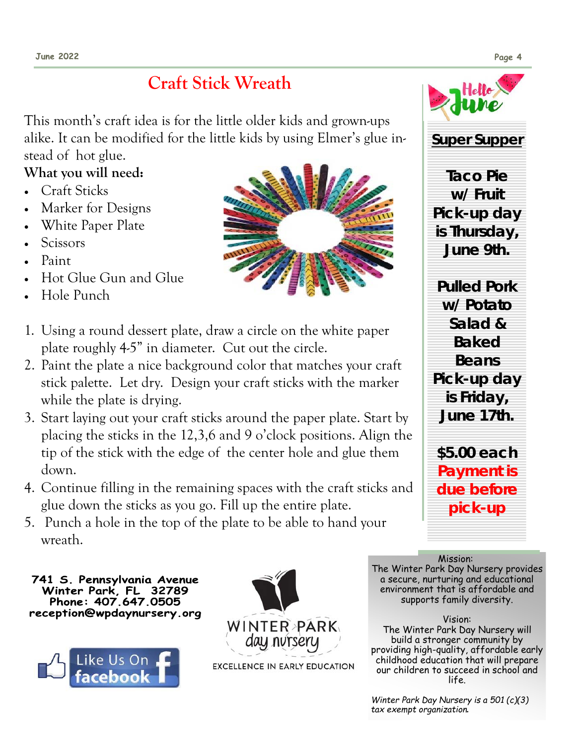# Craft Stick Wreath

This month's craft idea is for the little older kids and grown-ups alike. It can be modified for the little kids by using Elmer's glue instead of hot glue.

**What you will need:**

- Craft Sticks
- Marker for Designs
- White Paper Plate
- Scissors
- Paint
- Hot Glue Gun and Glue
- Hole Punch

1. Using a round dessert plate, draw a circle on the white paper plate roughly 4-5" in diameter. Cut out the circle.
2. Paint the plate a nice background color that matches your craft stick palette. Let dry. Design your craft sticks with the marker while the plate is drying.
3. Start laying out your craft sticks around the paper plate. Start by placing the sticks in the 12,3,6 and 9 o'clock positions. Align the tip of the stick with the edge of the center hole and glue them down.
4. Continue filling in the remaining spaces with the craft sticks and glue down the sticks as you go. Fill up the entire plate.
5. Punch a hole in the top of the plate to be able to hand your wreath.

Hello June

## Super Supper

**Taco Pie w/ Fruit**
**Pick-up day is Thursday, June 9th.**

**Pulled Pork w/ Potato Salad & Baked Beans**
**Pick-up day is Friday, June 17th.**

**$5.00 each**
**Payment is due before pick-up**

**741 S. Pennsylvania Avenue**
**Winter Park, FL 32789**
**Phone: 407.647.0505**
**reception@wpdaynursery.org**

Like Us On facebook

WINTER PARK day nursery
EXCELLENCE IN EARLY EDUCATION

Mission:
The Winter Park Day Nursery provides a secure, nurturing and educational environment that is affordable and supports family diversity.

Vision:
The Winter Park Day Nursery will build a stronger community by providing high-quality, affordable early childhood education that will prepare our children to succeed in school and life.

*Winter Park Day Nursery is a 501 (c)(3) tax exempt organization.*